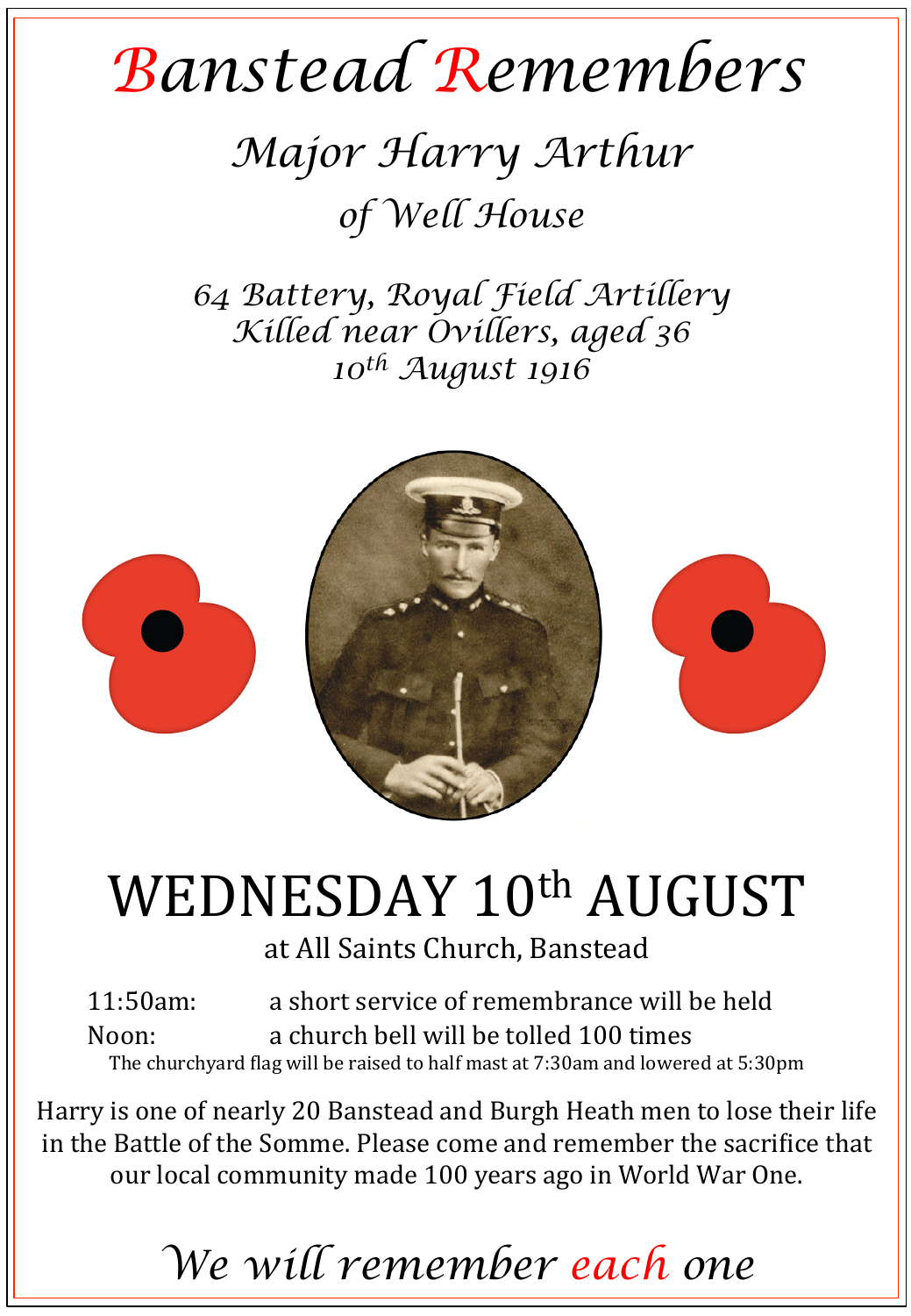# Banstead Remembers

## *Major Harry Arthur*

### *of Well House*

*64 Battery, Royal Field Artillery*
*Killed near Ovillers, aged 36*
*10th August 1916*

# WEDNESDAY 10th AUGUST

at All Saints Church, Banstead

11:50am: a short service of remembrance will be held

Noon: a church bell will be tolled 100 times

The churchyard flag will be raised to half mast at 7:30am and lowered at 5:30pm

Harry is one of nearly 20 Banstead and Burgh Heath men to lose their life in the Battle of the Somme. Please come and remember the sacrifice that our local community made 100 years ago in World War One.

*We will remember each one*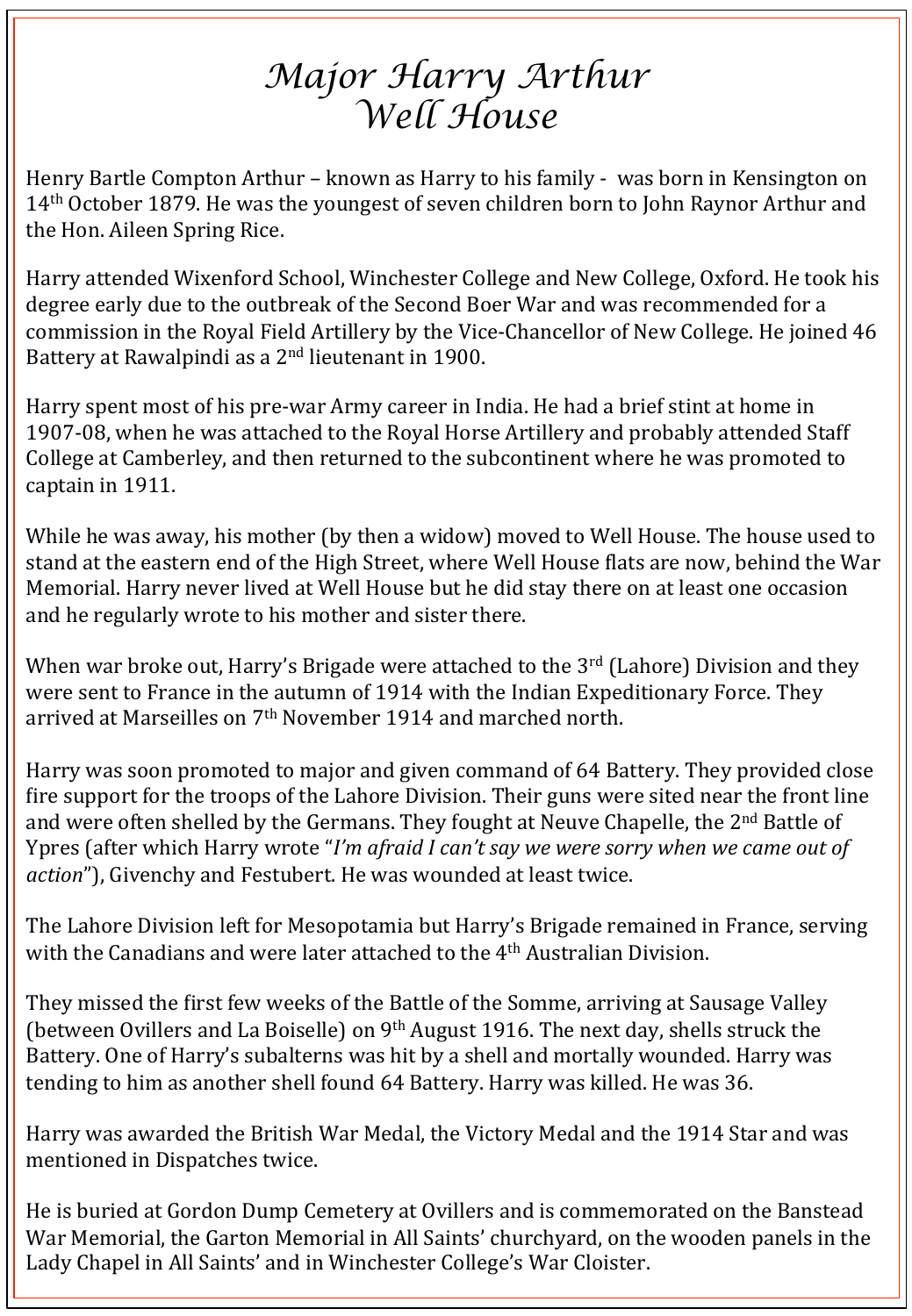# *Major Harry Arthur*
# *Well House*

Henry Bartle Compton Arthur – known as Harry to his family - was born in Kensington on 14th October 1879. He was the youngest of seven children born to John Raynor Arthur and the Hon. Aileen Spring Rice.

Harry attended Wixenford School, Winchester College and New College, Oxford. He took his degree early due to the outbreak of the Second Boer War and was recommended for a commission in the Royal Field Artillery by the Vice-Chancellor of New College. He joined 46 Battery at Rawalpindi as a 2nd lieutenant in 1900.

Harry spent most of his pre-war Army career in India. He had a brief stint at home in 1907-08, when he was attached to the Royal Horse Artillery and probably attended Staff College at Camberley, and then returned to the subcontinent where he was promoted to captain in 1911.

While he was away, his mother (by then a widow) moved to Well House. The house used to stand at the eastern end of the High Street, where Well House flats are now, behind the War Memorial. Harry never lived at Well House but he did stay there on at least one occasion and he regularly wrote to his mother and sister there.

When war broke out, Harry's Brigade were attached to the 3rd (Lahore) Division and they were sent to France in the autumn of 1914 with the Indian Expeditionary Force. They arrived at Marseilles on 7th November 1914 and marched north.

Harry was soon promoted to major and given command of 64 Battery. They provided close fire support for the troops of the Lahore Division. Their guns were sited near the front line and were often shelled by the Germans. They fought at Neuve Chapelle, the 2nd Battle of Ypres (after which Harry wrote "*I'm afraid I can't say we were sorry when we came out of action*"), Givenchy and Festubert. He was wounded at least twice.

The Lahore Division left for Mesopotamia but Harry's Brigade remained in France, serving with the Canadians and were later attached to the 4th Australian Division.

They missed the first few weeks of the Battle of the Somme, arriving at Sausage Valley (between Ovillers and La Boiselle) on 9th August 1916. The next day, shells struck the Battery. One of Harry's subalterns was hit by a shell and mortally wounded. Harry was tending to him as another shell found 64 Battery. Harry was killed. He was 36.

Harry was awarded the British War Medal, the Victory Medal and the 1914 Star and was mentioned in Dispatches twice.

He is buried at Gordon Dump Cemetery at Ovillers and is commemorated on the Banstead War Memorial, the Garton Memorial in All Saints' churchyard, on the wooden panels in the Lady Chapel in All Saints' and in Winchester College's War Cloister.